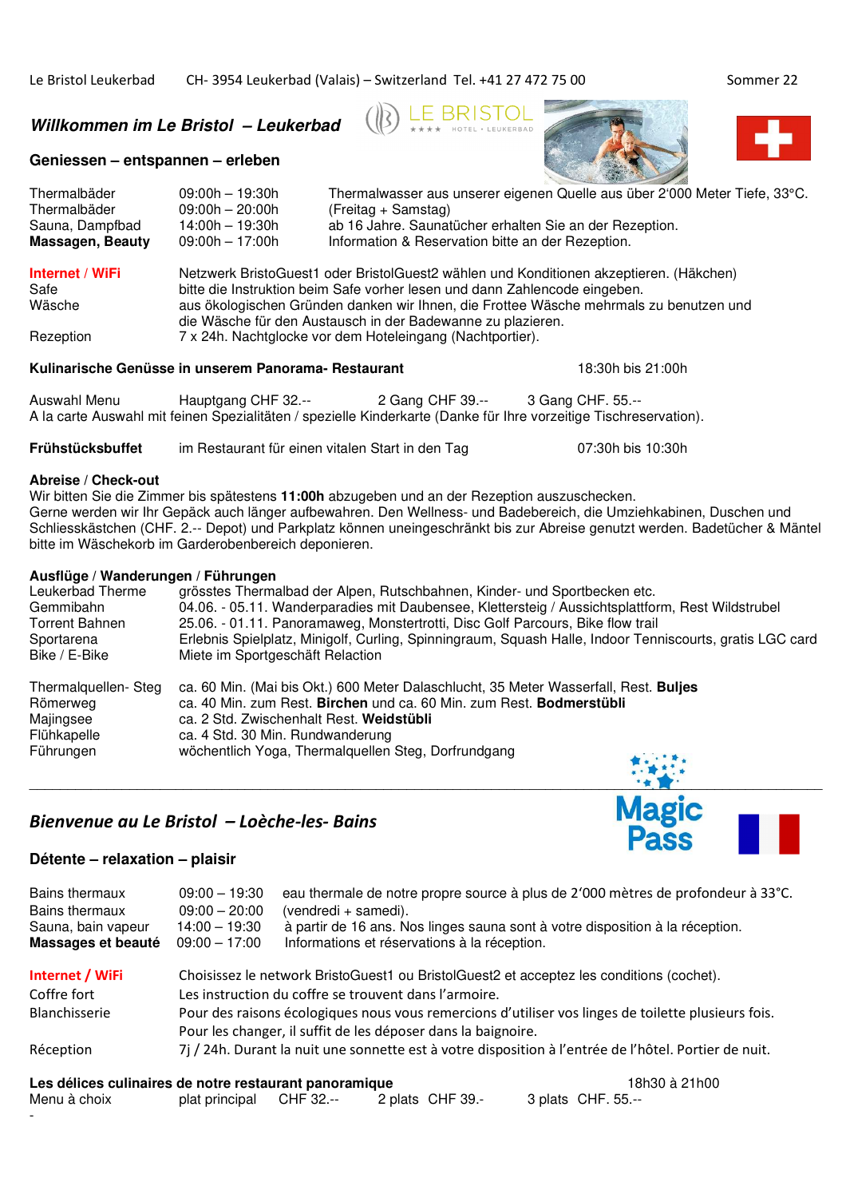Le Bristol Leukerbad CH- 3954 Leukerbad (Valais) – Switzerland Tel. +41 27 472 75 00 Sommer 22

## *Willkommen im Le Bristol – Leukerbad*

### Geniessen – entspannen – erleben

| | | |
|---|---|---|
| Thermalbäder | 09:00h – 19:30h | Thermalwasser aus unserer eigenen Quelle aus über 2'000 Meter Tiefe, 33°C. |
| Thermalbäder | 09:00h – 20:00h | (Freitag + Samstag) |
| Sauna, Dampfbad | 14:00h – 19:30h | ab 16 Jahre. Saunatücher erhalten Sie an der Rezeption. |
| **Massagen, Beauty** | 09:00h – 17:00h | Information & Reservation bitte an der Rezeption. |

**Internet / WiFi** Netzwerk BristoGuest1 oder BristolGuest2 wählen und Konditionen akzeptieren. (Häkchen)
Safe bitte die Instruktion beim Safe vorher lesen und dann Zahlencode eingeben.
Wäsche aus ökologischen Gründen danken wir Ihnen, die Frottee Wäsche mehrmals zu benutzen und die Wäsche für den Austausch in der Badewanne zu plazieren.
Rezeption 7 x 24h. Nachtglocke vor dem Hoteleingang (Nachtportier).

**Kulinarische Genüsse in unserem Panorama- Restaurant** 18:30h bis 21:00h

Auswahl Menu Hauptgang CHF 32.-- 2 Gang CHF 39.-- 3 Gang CHF. 55.--
A la carte Auswahl mit feinen Spezialitäten / spezielle Kinderkarte (Danke für Ihre vorzeitige Tischreservation).

**Frühstücksbuffet** im Restaurant für einen vitalen Start in den Tag 07:30h bis 10:30h

**Abreise / Check-out**
Wir bitten Sie die Zimmer bis spätestens **11:00h** abzugeben und an der Rezeption auszuschecken.
Gerne werden wir Ihr Gepäck auch länger aufbewahren. Den Wellness- und Badebereich, die Umziehkabinen, Duschen und Schliesskästchen (CHF. 2.-- Depot) und Parkplatz können uneingeschränkt bis zur Abreise genutzt werden. Badetücher & Mäntel bitte im Wäschekorb im Garderobenbereich deponieren.

**Ausflüge / Wanderungen / Führungen**

| | |
|---|---|
| Leukerbad Therme | grösstes Thermalbad der Alpen, Rutschbahnen, Kinder- und Sportbecken etc. |
| Gemmibahn | 04.06. - 05.11. Wanderparadies mit Daubensee, Klettersteig / Aussichtsplattform, Rest Wildstrubel |
| Torrent Bahnen | 25.06. - 01.11. Panoramaweg, Monstertrotti, Disc Golf Parcours, Bike flow trail |
| Sportarena | Erlebnis Spielplatz, Minigolf, Curling, Spinningraum, Squash Halle, Indoor Tenniscourts, gratis LGC card |
| Bike / E-Bike | Miete im Sportgeschäft Relaction |

| | |
|---|---|
| Thermalquellen- Steg | ca. 60 Min. (Mai bis Okt.) 600 Meter Dalaschlucht, 35 Meter Wasserfall, Rest. **Buljes** |
| Römerweg | ca. 40 Min. zum Rest. **Birchen** und ca. 60 Min. zum Rest. **Bodmerstübli** |
| Majingsee | ca. 2 Std. Zwischenhalt Rest. **Weidstübli** |
| Flühkapelle | ca. 4 Std. 30 Min. Rundwanderung |
| Führungen | wöchentlich Yoga, Thermalquellen Steg, Dorfrundgang |

Magic Pass

---

## *Bienvenue au Le Bristol – Loèche-les- Bains*

### Détente – relaxation – plaisir

| | | |
|---|---|---|
| Bains thermaux | 09:00 – 19:30 | eau thermale de notre propre source à plus de 2'000 mètres de profondeur à 33°C. |
| Bains thermaux | 09:00 – 20:00 | (vendredi + samedi). |
| Sauna, bain vapeur | 14:00 – 19:30 | à partir de 16 ans. Nos linges sauna sont à votre disposition à la réception. |
| **Massages et beauté** | 09:00 – 17:00 | Informations et réservations à la réception. |

**Internet / WiFi** Choisissez le network BristoGuest1 ou BristolGuest2 et acceptez les conditions (cochet).
Coffre fort Les instruction du coffre se trouvent dans l'armoire.
Blanchisserie Pour des raisons écologiques nous vous remercions d'utiliser vos linges de toilette plusieurs fois. Pour les changer, il suffit de les déposer dans la baignoire.
Réception 7j / 24h. Durant la nuit une sonnette est à votre disposition à l'entrée de l'hôtel. Portier de nuit.

**Les délices culinaires de notre restaurant panoramique** 18h30 à 21h00
Menu à choix plat principal CHF 32.-- 2 plats CHF 39.- 3 plats CHF. 55.--
-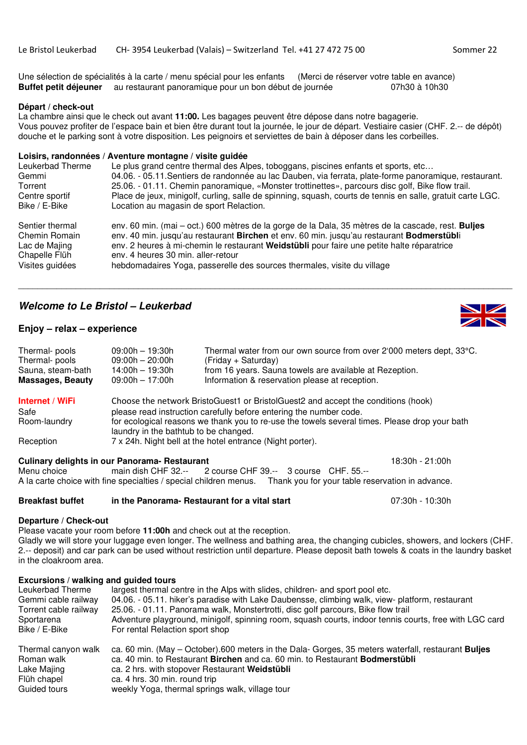Le Bristol Leukerbad CH- 3954 Leukerbad (Valais) – Switzerland Tel. +41 27 472 75 00 Sommer 22

Une sélection de spécialités à la carte / menu spécial pour les enfants (Merci de réserver votre table en avance)
**Buffet petit déjeuner** au restaurant panoramique pour un bon début de journée 07h30 à 10h30

**Départ / check-out**
La chambre ainsi que le check out avant **11:00.** Les bagages peuvent être dépose dans notre bagagerie.
Vous pouvez profiter de l'espace bain et bien être durant tout la journée, le jour de départ. Vestiaire casier (CHF. 2.-- de dépôt) douche et le parking sont à votre disposition. Les peignoirs et serviettes de bain à déposer dans les corbeilles.

**Loisirs, randonnées / Aventure montagne / visite guidée**

| | |
|---|---|
| Leukerbad Therme | Le plus grand centre thermal des Alpes, toboggans, piscines enfants et sports, etc… |
| Gemmi | 04.06. - 05.11.Sentiers de randonnée au lac Dauben, via ferrata, plate-forme panoramique, restaurant. |
| Torrent | 25.06. - 01.11. Chemin panoramique, «Monster trottinettes», parcours disc golf, Bike flow trail. |
| Centre sportif | Place de jeux, minigolf, curling, salle de spinning, squash, courts de tennis en salle, gratuit carte LGC. |
| Bike / E-Bike | Location au magasin de sport Relaction. |
| Sentier thermal | env. 60 min. (mai – oct.) 600 mètres de la gorge de la Dala, 35 mètres de la cascade, rest. **Buljes** |
| Chemin Romain | env. 40 min. jusqu'au restaurant **Birchen** et env. 60 min. jusqu'au restaurant **Bodmerstübl**i |
| Lac de Majing | env. 2 heures à mi-chemin le restaurant **Weidstübli** pour faire une petite halte réparatrice |
| Chapelle Flüh | env. 4 heures 30 min. aller-retour |
| Visites guidées | hebdomadaires Yoga, passerelle des sources thermales, visite du village |

---

## *Welcome to Le Bristol – Leukerbad*

### Enjoy – relax – experience

| | | |
|---|---|---|
| Thermal- pools | 09:00h – 19:30h | Thermal water from our own source from over 2'000 meters dept, 33°C. |
| Thermal- pools | 09:00h – 20:00h | (Friday + Saturday) |
| Sauna, steam-bath | 14:00h – 19:30h | from 16 years. Sauna towels are available at Rezeption. |
| **Massages, Beauty** | 09:00h – 17:00h | Information & reservation please at reception. |

| | |
|---|---|
| **Internet / WiFi** | Choose the network BristoGuest1 or BristolGuest2 and accept the conditions (hook) |
| Safe | please read instruction carefully before entering the number code. |
| Room-laundry | for ecological reasons we thank you to re-use the towels several times. Please drop your bath laundry in the bathtub to be changed. |
| Reception | 7 x 24h. Night bell at the hotel entrance (Night porter). |

**Culinary delights in our Panorama- Restaurant** 18:30h - 21:00h
Menu choice main dish CHF 32.-- 2 course CHF 39.-- 3 course CHF. 55.--
A la carte choice with fine specialties / special children menus. Thank you for your table reservation in advance.

**Breakfast buffet** **in the Panorama- Restaurant for a vital start** 07:30h - 10:30h

**Departure / Check-out**
Please vacate your room before **11:00h** and check out at the reception.
Gladly we will store your luggage even longer. The wellness and bathing area, the changing cubicles, showers, and lockers (CHF. 2.-- deposit) and car park can be used without restriction until departure. Please deposit bath towels & coats in the laundry basket in the cloakroom area.

**Excursions / walking and guided tours**

| | |
|---|---|
| Leukerbad Therme | largest thermal centre in the Alps with slides, children- and sport pool etc. |
| Gemmi cable railway | 04.06. - 05.11. hiker's paradise with Lake Daubensse, climbing walk, view- platform, restaurant |
| Torrent cable railway | 25.06. - 01.11. Panorama walk, Monstertrotti, disc golf parcours, Bike flow trail |
| Sportarena | Adventure playground, minigolf, spinning room, squash courts, indoor tennis courts, free with LGC card |
| Bike / E-Bike | For rental Relaction sport shop |
| Thermal canyon walk | ca. 60 min. (May – October).600 meters in the Dala- Gorges, 35 meters waterfall, restaurant **Buljes** |
| Roman walk | ca. 40 min. to Restaurant **Birchen** and ca. 60 min. to Restaurant **Bodmerstübli** |
| Lake Majing | ca. 2 hrs. with stopover Restaurant **Weidstübli** |
| Flüh chapel | ca. 4 hrs. 30 min. round trip |
| Guided tours | weekly Yoga, thermal springs walk, village tour |